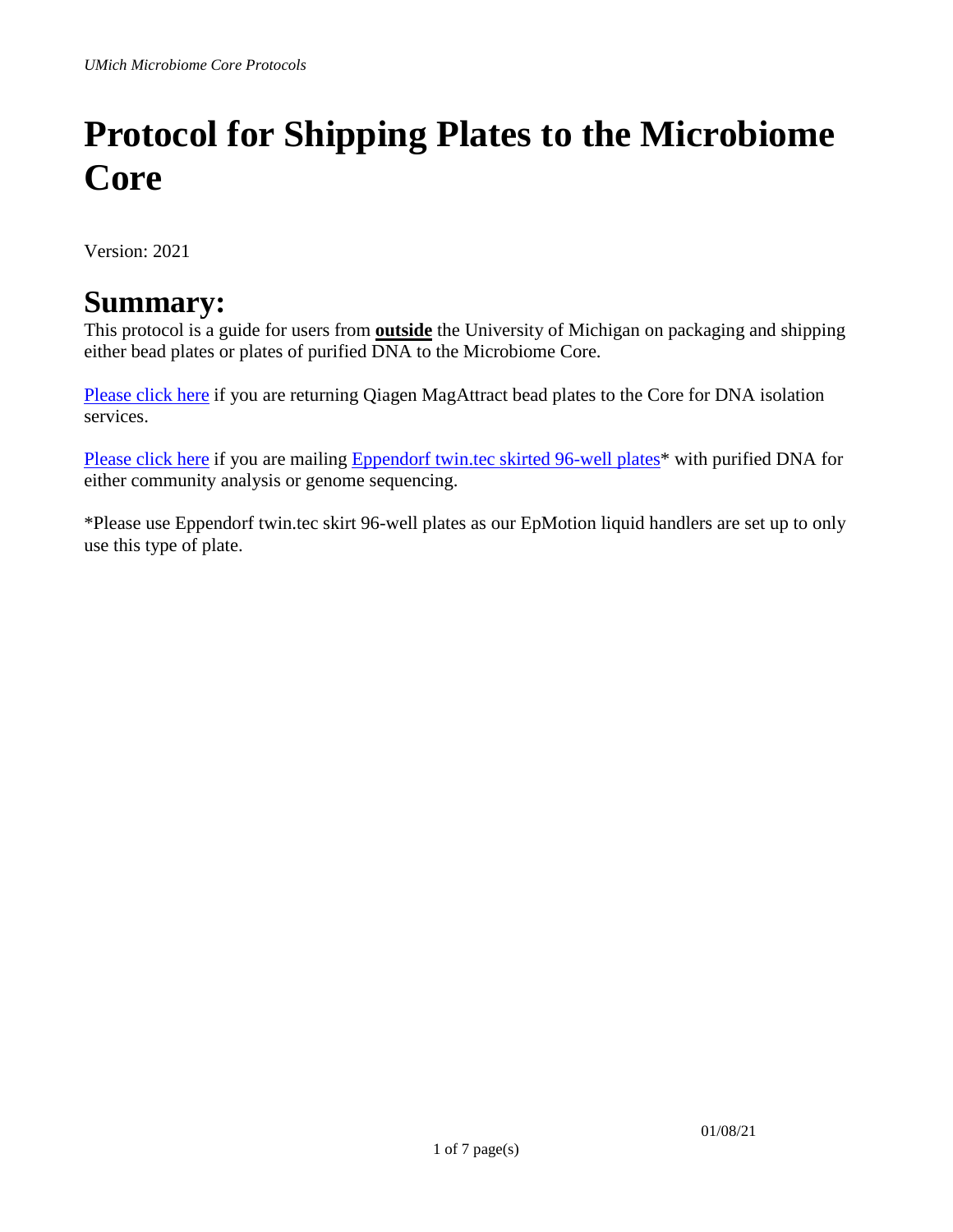# Protocol for Shipping Plates to the Microbiome Core

Version: 2021

## Summary:

This protocol is a guide for users from **outside** the University of Michigan on packaging and shipping either bead plates or plates of purified DNA to the Microbiome Core.

Please click here if you are returning Qiagen MagAttract bead plates to the Core for DNA isolation services.

Please click here if you are mailing Eppendorf twin.tec skirted 96-well plates* with purified DNA for either community analysis or genome sequencing.

*Please use Eppendorf twin.tec skirt 96-well plates as our EpMotion liquid handlers are set up to only use this type of plate.

01/08/21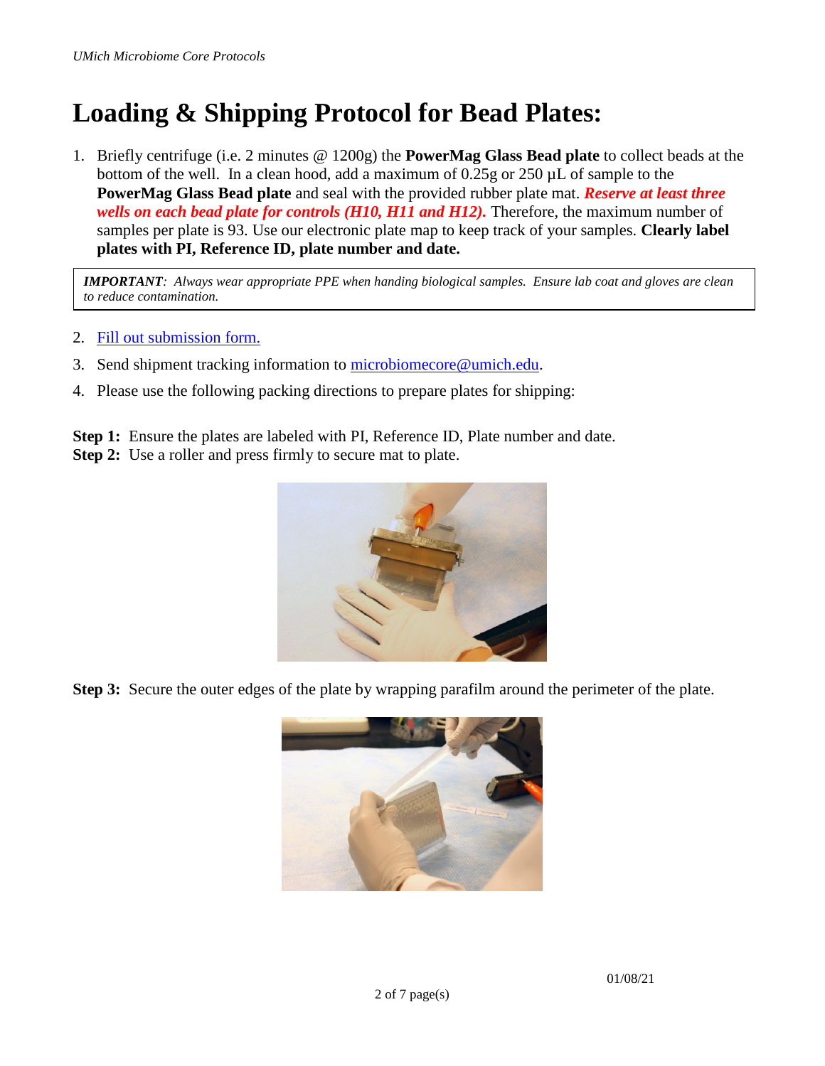# Loading & Shipping Protocol for Bead Plates:

1. Briefly centrifuge (i.e. 2 minutes @ 1200g) the **PowerMag Glass Bead plate** to collect beads at the bottom of the well. In a clean hood, add a maximum of 0.25g or 250 µL of sample to the **PowerMag Glass Bead plate** and seal with the provided rubber plate mat. ***Reserve at least three wells on each bead plate for controls (H10, H11 and H12).*** Therefore, the maximum number of samples per plate is 93. Use our electronic plate map to keep track of your samples. **Clearly label plates with PI, Reference ID, plate number and date.**

> ***IMPORTANT**: Always wear appropriate PPE when handing biological samples. Ensure lab coat and gloves are clean to reduce contamination.*

2. [Fill out submission form.]()
3. Send shipment tracking information to [microbiomecore@umich.edu](mailto:microbiomecore@umich.edu).
4. Please use the following packing directions to prepare plates for shipping:

**Step 1:** Ensure the plates are labeled with PI, Reference ID, Plate number and date.
**Step 2:** Use a roller and press firmly to secure mat to plate.

**Step 3:** Secure the outer edges of the plate by wrapping parafilm around the perimeter of the plate.

01/08/21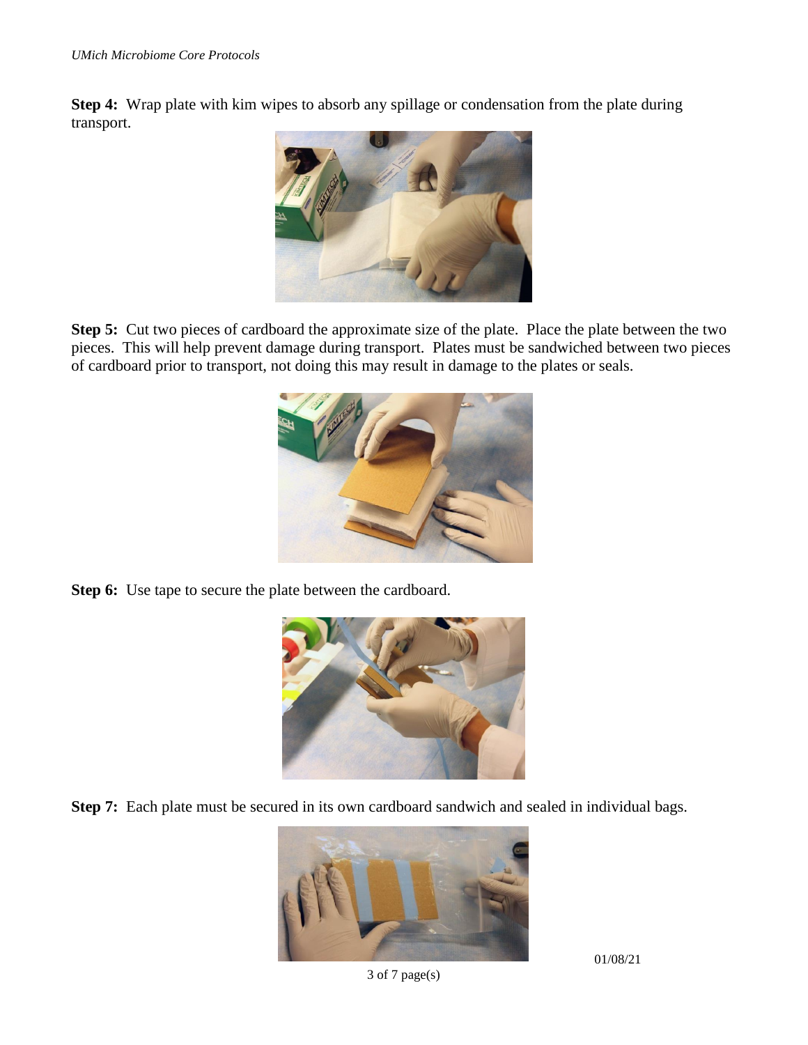**Step 4:** Wrap plate with kim wipes to absorb any spillage or condensation from the plate during transport.

**Step 5:** Cut two pieces of cardboard the approximate size of the plate. Place the plate between the two pieces. This will help prevent damage during transport. Plates must be sandwiched between two pieces of cardboard prior to transport, not doing this may result in damage to the plates or seals.

**Step 6:** Use tape to secure the plate between the cardboard.

**Step 7:** Each plate must be secured in its own cardboard sandwich and sealed in individual bags.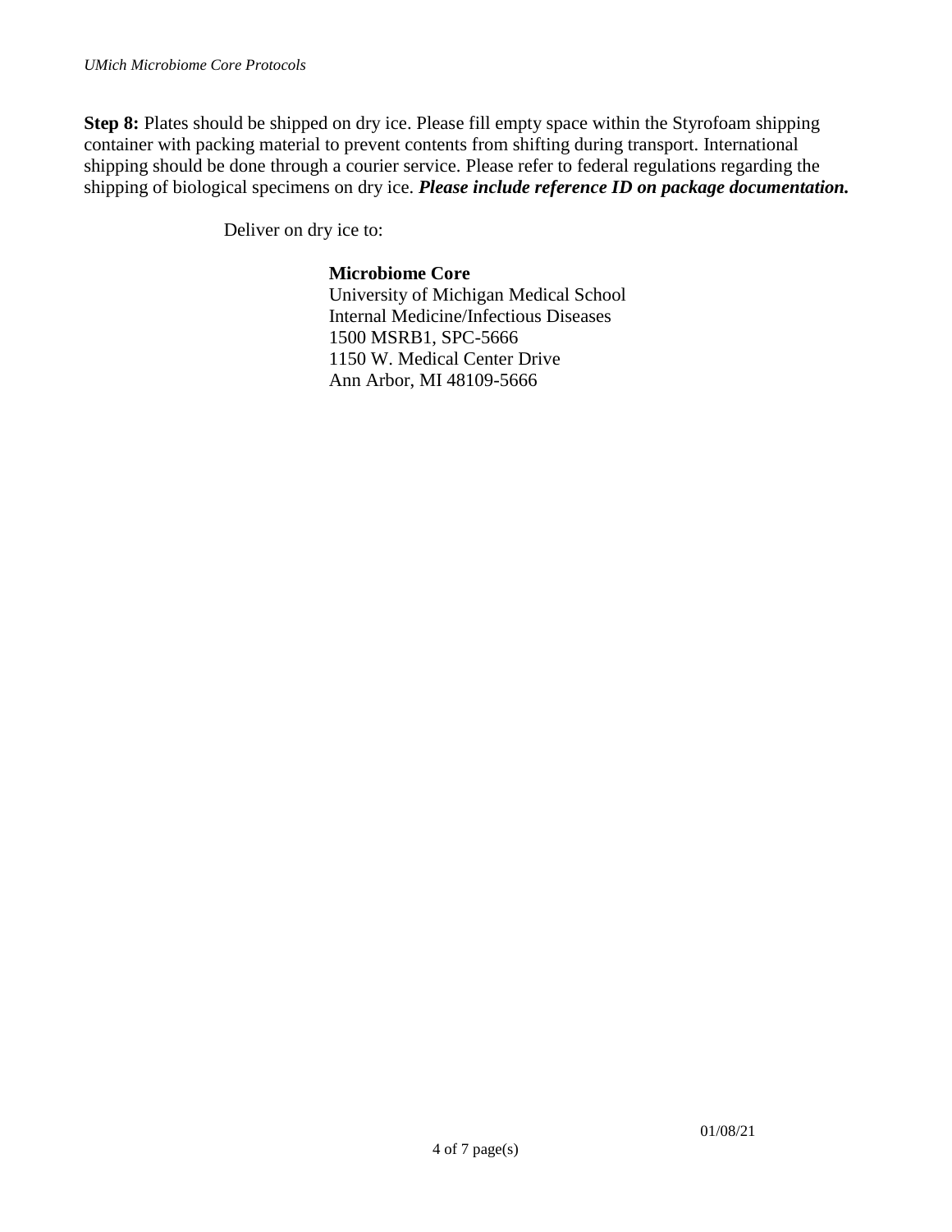**Step 8:** Plates should be shipped on dry ice. Please fill empty space within the Styrofoam shipping container with packing material to prevent contents from shifting during transport. International shipping should be done through a courier service. Please refer to federal regulations regarding the shipping of biological specimens on dry ice. ***Please include reference ID on package documentation.***

Deliver on dry ice to:

**Microbiome Core**
University of Michigan Medical School
Internal Medicine/Infectious Diseases
1500 MSRB1, SPC-5666
1150 W. Medical Center Drive
Ann Arbor, MI 48109-5666

01/08/21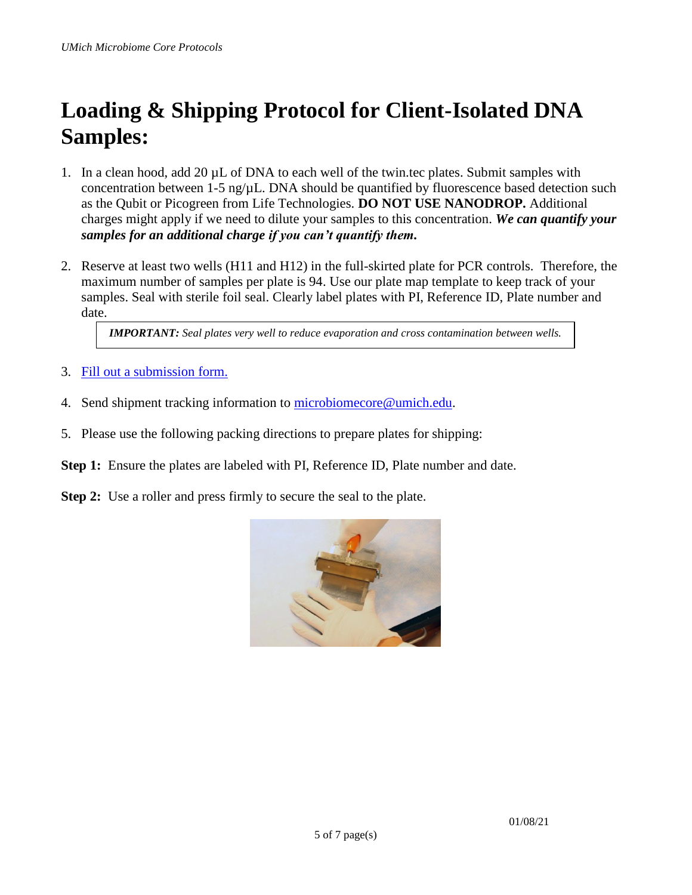# Loading & Shipping Protocol for Client-Isolated DNA Samples:

1. In a clean hood, add 20 µL of DNA to each well of the twin.tec plates. Submit samples with concentration between 1-5 ng/µL. DNA should be quantified by fluorescence based detection such as the Qubit or Picogreen from Life Technologies. **DO NOT USE NANODROP.** Additional charges might apply if we need to dilute your samples to this concentration. ***We can quantify your samples for an additional charge if you can't quantify them.***

2. Reserve at least two wells (H11 and H12) in the full-skirted plate for PCR controls. Therefore, the maximum number of samples per plate is 94. Use our plate map template to keep track of your samples. Seal with sterile foil seal. Clearly label plates with PI, Reference ID, Plate number and date.

   > ***IMPORTANT:*** *Seal plates very well to reduce evaporation and cross contamination between wells.*

3. Fill out a submission form.

4. Send shipment tracking information to microbiomecore@umich.edu.

5. Please use the following packing directions to prepare plates for shipping:

**Step 1:** Ensure the plates are labeled with PI, Reference ID, Plate number and date.

**Step 2:** Use a roller and press firmly to secure the seal to the plate.

01/08/21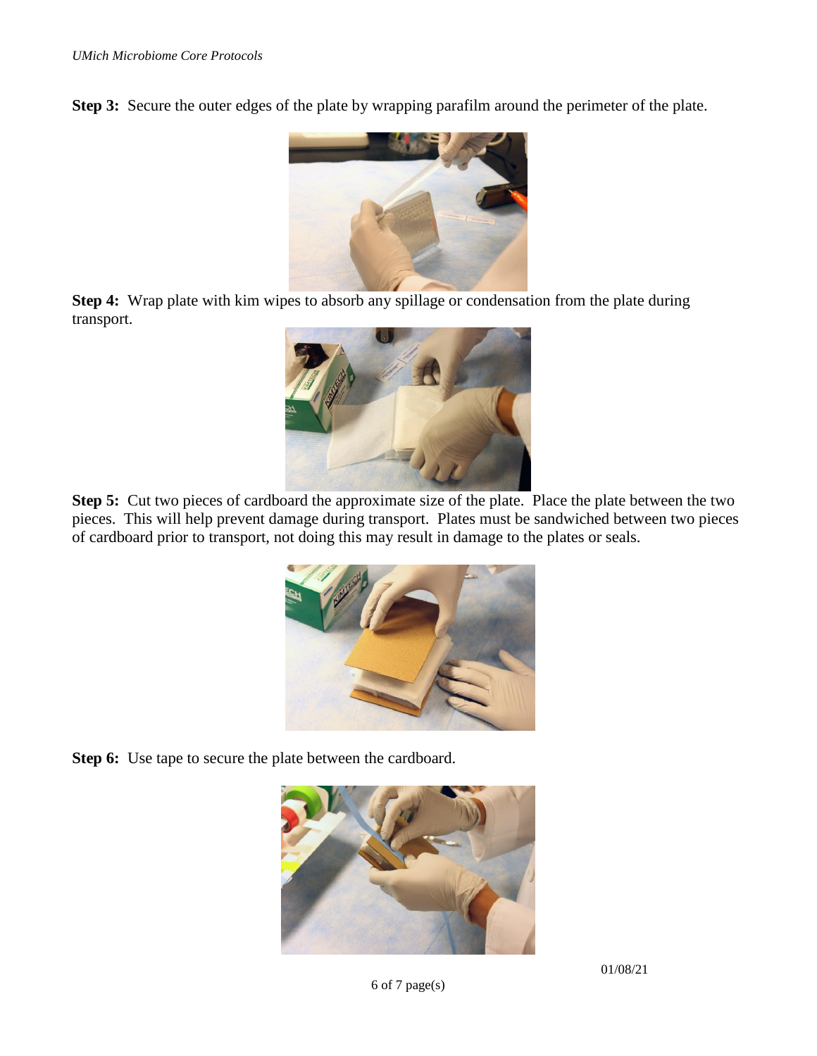**Step 3:** Secure the outer edges of the plate by wrapping parafilm around the perimeter of the plate.

**Step 4:** Wrap plate with kim wipes to absorb any spillage or condensation from the plate during transport.

**Step 5:** Cut two pieces of cardboard the approximate size of the plate. Place the plate between the two pieces. This will help prevent damage during transport. Plates must be sandwiched between two pieces of cardboard prior to transport, not doing this may result in damage to the plates or seals.

**Step 6:** Use tape to secure the plate between the cardboard.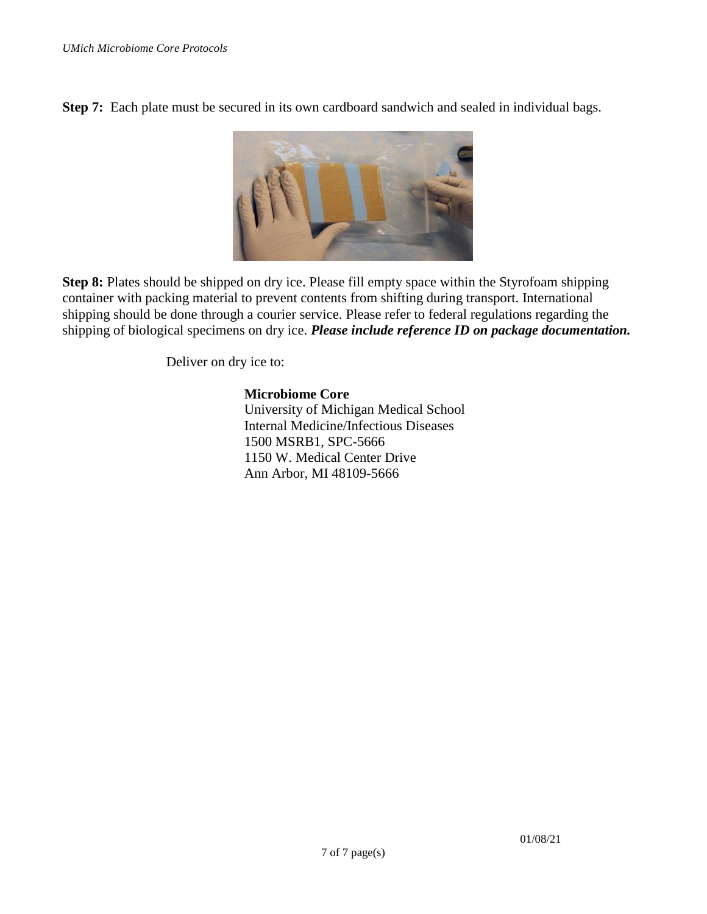**Step 7:** Each plate must be secured in its own cardboard sandwich and sealed in individual bags.

**Step 8:** Plates should be shipped on dry ice. Please fill empty space within the Styrofoam shipping container with packing material to prevent contents from shifting during transport. International shipping should be done through a courier service. Please refer to federal regulations regarding the shipping of biological specimens on dry ice. ***Please include reference ID on package documentation.***

Deliver on dry ice to:

**Microbiome Core**
University of Michigan Medical School
Internal Medicine/Infectious Diseases
1500 MSRB1, SPC-5666
1150 W. Medical Center Drive
Ann Arbor, MI 48109-5666

01/08/21